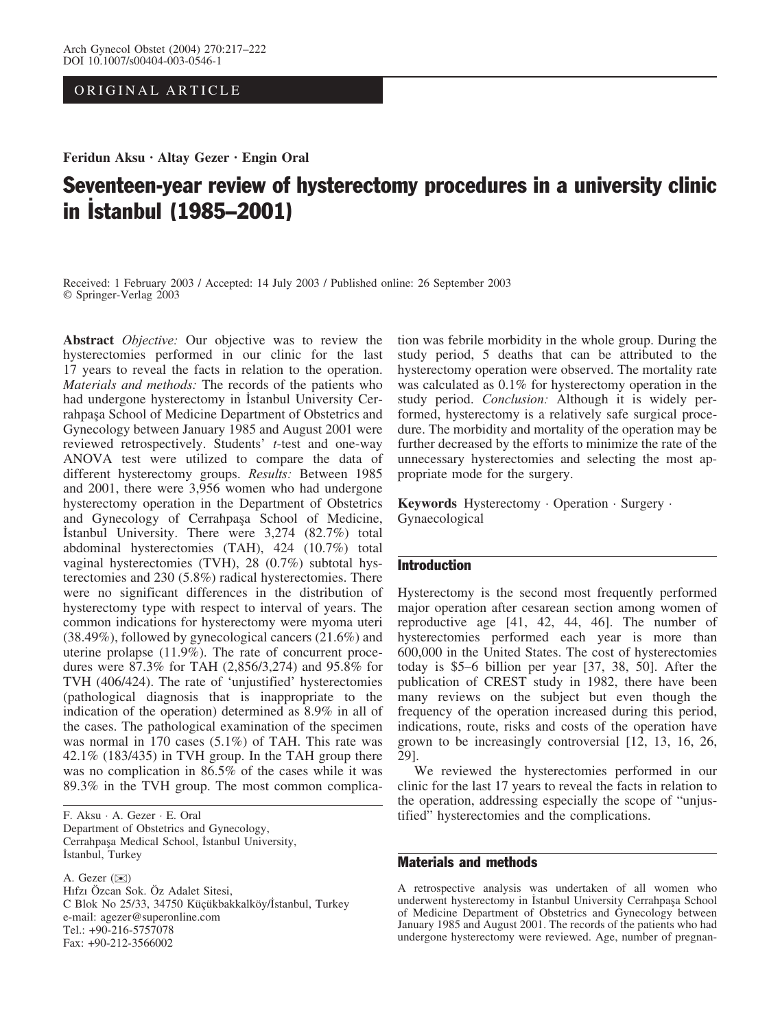ORIGINAL ARTICLE

**Feridun Aksu · Altay Gezer · Engin Oral**

# Seventeen-year review of hysterectomy procedures in a university clinic in İstanbul (1985–2001)

Received: 1 February 2003 / Accepted: 14 July 2003 / Published online: 26 September 2003
© Springer-Verlag 2003

**Abstract** *Objective:* Our objective was to review the hysterectomies performed in our clinic for the last 17 years to reveal the facts in relation to the operation. *Materials and methods:* The records of the patients who had undergone hysterectomy in İstanbul University Cerrahpaşa School of Medicine Department of Obstetrics and Gynecology between January 1985 and August 2001 were reviewed retrospectively. Students' *t*-test and one-way ANOVA test were utilized to compare the data of different hysterectomy groups. *Results:* Between 1985 and 2001, there were 3,956 women who had undergone hysterectomy operation in the Department of Obstetrics and Gynecology of Cerrahpaşa School of Medicine, İstanbul University. There were 3,274 (82.7%) total abdominal hysterectomies (TAH), 424 (10.7%) total vaginal hysterectomies (TVH), 28 (0.7%) subtotal hysterectomies and 230 (5.8%) radical hysterectomies. There were no significant differences in the distribution of hysterectomy type with respect to interval of years. The common indications for hysterectomy were myoma uteri (38.49%), followed by gynecological cancers (21.6%) and uterine prolapse (11.9%). The rate of concurrent procedures were 87.3% for TAH (2,856/3,274) and 95.8% for TVH (406/424). The rate of 'unjustified' hysterectomies (pathological diagnosis that is inappropriate to the indication of the operation) determined as 8.9% in all of the cases. The pathological examination of the specimen was normal in 170 cases (5.1%) of TAH. This rate was 42.1% (183/435) in TVH group. In the TAH group there was no complication in 86.5% of the cases while it was 89.3% in the TVH group. The most common complication was febrile morbidity in the whole group. During the study period, 5 deaths that can be attributed to the hysterectomy operation were observed. The mortality rate was calculated as 0.1% for hysterectomy operation in the study period. *Conclusion:* Although it is widely performed, hysterectomy is a relatively safe surgical procedure. The morbidity and mortality of the operation may be further decreased by the efforts to minimize the rate of the unnecessary hysterectomies and selecting the most appropriate mode for the surgery.

**Keywords** Hysterectomy · Operation · Surgery · Gynaecological

F. Aksu · A. Gezer · E. Oral
Department of Obstetrics and Gynecology,
Cerrahpaşa Medical School, İstanbul University,
İstanbul, Turkey

A. Gezer (✉)
Hıfzı Özcan Sok. Öz Adalet Sitesi,
C Blok No 25/33, 34750 Küçükbakkalköy/İstanbul, Turkey
e-mail: agezer@superonline.com
Tel.: +90-216-5757078
Fax: +90-212-3566002

## Introduction

Hysterectomy is the second most frequently performed major operation after cesarean section among women of reproductive age [41, 42, 44, 46]. The number of hysterectomies performed each year is more than 600,000 in the United States. The cost of hysterectomies today is \$5–6 billion per year [37, 38, 50]. After the publication of CREST study in 1982, there have been many reviews on the subject but even though the frequency of the operation increased during this period, indications, route, risks and costs of the operation have grown to be increasingly controversial [12, 13, 16, 26, 29].

We reviewed the hysterectomies performed in our clinic for the last 17 years to reveal the facts in relation to the operation, addressing especially the scope of "unjustified" hysterectomies and the complications.

## Materials and methods

A retrospective analysis was undertaken of all women who underwent hysterectomy in İstanbul University Cerrahpaşa School of Medicine Department of Obstetrics and Gynecology between January 1985 and August 2001. The records of the patients who had undergone hysterectomy were reviewed. Age, number of pregnan-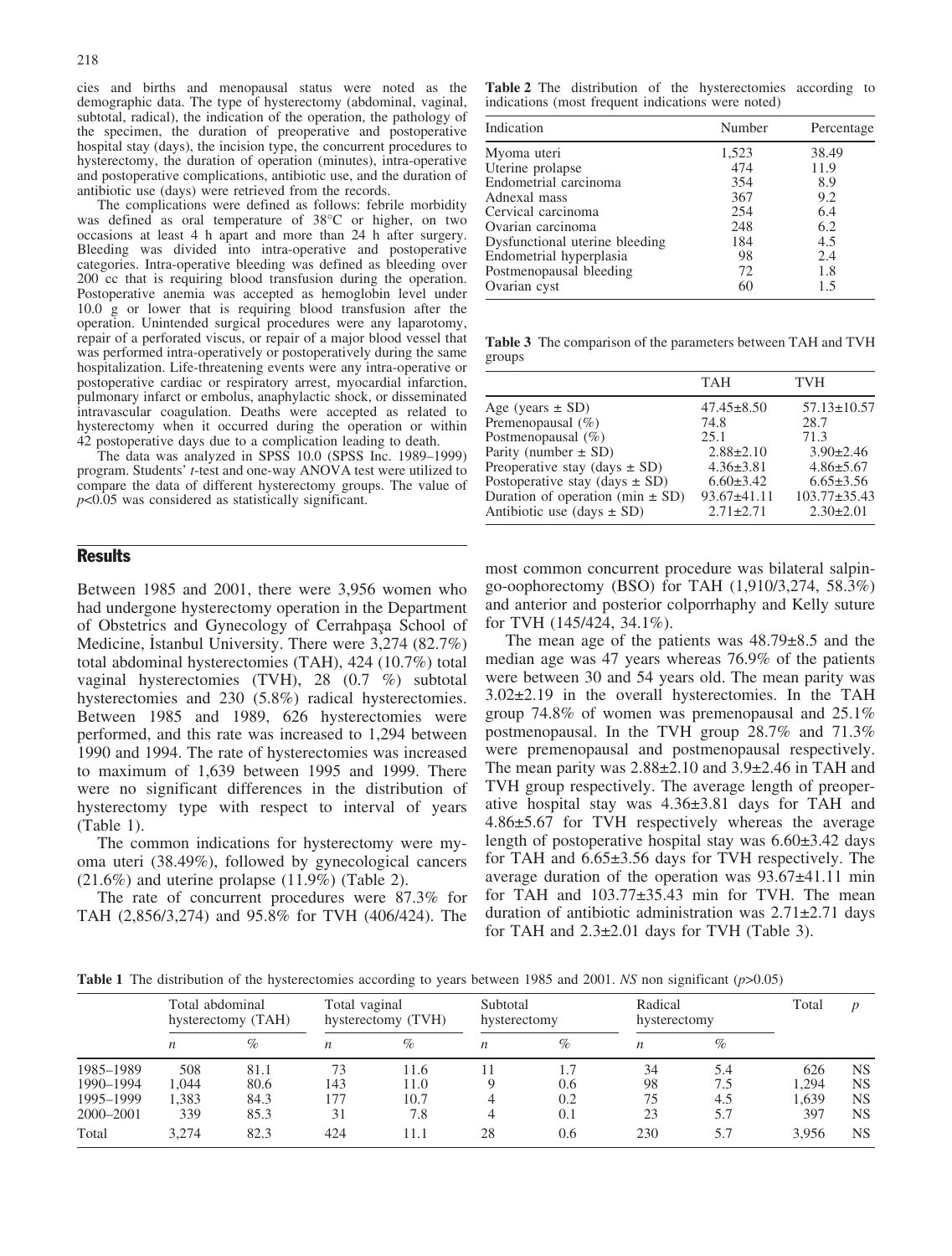cies and births and menopausal status were noted as the demographic data. The type of hysterectomy (abdominal, vaginal, subtotal, radical), the indication of the operation, the pathology of the specimen, the duration of preoperative and postoperative hospital stay (days), the incision type, the concurrent procedures to hysterectomy, the duration of operation (minutes), intra-operative and postoperative complications, antibiotic use, and the duration of antibiotic use (days) were retrieved from the records.

The complications were defined as follows: febrile morbidity was defined as oral temperature of 38°C or higher, on two occasions at least 4 h apart and more than 24 h after surgery. Bleeding was divided into intra-operative and postoperative categories. Intra-operative bleeding was defined as bleeding over 200 cc that is requiring blood transfusion during the operation. Postoperative anemia was accepted as hemoglobin level under 10.0 g or lower that is requiring blood transfusion after the operation. Unintended surgical procedures were any laparotomy, repair of a perforated viscus, or repair of a major blood vessel that was performed intra-operatively or postoperatively during the same hospitalization. Life-threatening events were any intra-operative or postoperative cardiac or respiratory arrest, myocardial infarction, pulmonary infarct or embolus, anaphylactic shock, or disseminated intravascular coagulation. Deaths were accepted as related to hysterectomy when it occurred during the operation or within 42 postoperative days due to a complication leading to death.

The data was analyzed in SPSS 10.0 (SPSS Inc. 1989–1999) program. Students' *t*-test and one-way ANOVA test were utilized to compare the data of different hysterectomy groups. The value of $p<0.05$ was considered as statistically significant.

## Results

Between 1985 and 2001, there were 3,956 women who had undergone hysterectomy operation in the Department of Obstetrics and Gynecology of Cerrahpaşa School of Medicine, İstanbul University. There were 3,274 (82.7%) total abdominal hysterectomies (TAH), 424 (10.7%) total vaginal hysterectomies (TVH), 28 (0.7 %) subtotal hysterectomies and 230 (5.8%) radical hysterectomies. Between 1985 and 1989, 626 hysterectomies were performed, and this rate was increased to 1,294 between 1990 and 1994. The rate of hysterectomies was increased to maximum of 1,639 between 1995 and 1999. There were no significant differences in the distribution of hysterectomy type with respect to interval of years (Table 1).

The common indications for hysterectomy were myoma uteri (38.49%), followed by gynecological cancers (21.6%) and uterine prolapse (11.9%) (Table 2).

The rate of concurrent procedures were 87.3% for TAH (2,856/3,274) and 95.8% for TVH (406/424). The most common concurrent procedure was bilateral salpingo-oophorectomy (BSO) for TAH (1,910/3,274, 58.3%) and anterior and posterior colporrhaphy and Kelly suture for TVH (145/424, 34.1%).

The mean age of the patients was 48.79±8.5 and the median age was 47 years whereas 76.9% of the patients were between 30 and 54 years old. The mean parity was 3.02±2.19 in the overall hysterectomies. In the TAH group 74.8% of women was premenopausal and 25.1% postmenopausal. In the TVH group 28.7% and 71.3% were premenopausal and postmenopausal respectively. The mean parity was 2.88±2.10 and 3.9±2.46 in TAH and TVH group respectively. The average length of preoperative hospital stay was 4.36±3.81 days for TAH and 4.86±5.67 for TVH respectively whereas the average length of postoperative hospital stay was 6.60±3.42 days for TAH and 6.65±3.56 days for TVH respectively. The average duration of the operation was 93.67±41.11 min for TAH and 103.77±35.43 min for TVH. The mean duration of antibiotic administration was 2.71±2.71 days for TAH and 2.3±2.01 days for TVH (Table 3).

**Table 2** The distribution of the hysterectomies according to indications (most frequent indications were noted)

| Indication | Number | Percentage |
|---|---|---|
| Myoma uteri | 1,523 | 38.49 |
| Uterine prolapse | 474 | 11.9 |
| Endometrial carcinoma | 354 | 8.9 |
| Adnexal mass | 367 | 9.2 |
| Cervical carcinoma | 254 | 6.4 |
| Ovarian carcinoma | 248 | 6.2 |
| Dysfunctional uterine bleeding | 184 | 4.5 |
| Endometrial hyperplasia | 98 | 2.4 |
| Postmenopausal bleeding | 72 | 1.8 |
| Ovarian cyst | 60 | 1.5 |

**Table 3** The comparison of the parameters between TAH and TVH groups

| | TAH | TVH |
|---|---|---|
| Age (years ± SD) | 47.45±8.50 | 57.13±10.57 |
| Premenopausal (%) | 74.8 | 28.7 |
| Postmenopausal (%) | 25.1 | 71.3 |
| Parity (number ± SD) | 2.88±2.10 | 3.90±2.46 |
| Preoperative stay (days ± SD) | 4.36±3.81 | 4.86±5.67 |
| Postoperative stay (days ± SD) | 6.60±3.42 | 6.65±3.56 |
| Duration of operation (min ± SD) | 93.67±41.11 | 103.77±35.43 |
| Antibiotic use (days ± SD) | 2.71±2.71 | 2.30±2.01 |

**Table 1** The distribution of the hysterectomies according to years between 1985 and 2001. *NS* non significant ($p>0.05$)

| | Total abdominal hysterectomy (TAH) | | Total vaginal hysterectomy (TVH) | | Subtotal hysterectomy | | Radical hysterectomy | | Total | $p$ |
|---|---|---|---|---|---|---|---|---|---|---|
| | $n$ | % | $n$ | % | $n$ | % | $n$ | % | | |
| 1985–1989 | 508 | 81.1 | 73 | 11.6 | 11 | 1.7 | 34 | 5.4 | 626 | NS |
| 1990–1994 | 1,044 | 80.6 | 143 | 11.0 | 9 | 0.6 | 98 | 7.5 | 1,294 | NS |
| 1995–1999 | 1,383 | 84.3 | 177 | 10.7 | 4 | 0.2 | 75 | 4.5 | 1,639 | NS |
| 2000–2001 | 339 | 85.3 | 31 | 7.8 | 4 | 0.1 | 23 | 5.7 | 397 | NS |
| Total | 3,274 | 82.3 | 424 | 11.1 | 28 | 0.6 | 230 | 5.7 | 3,956 | NS |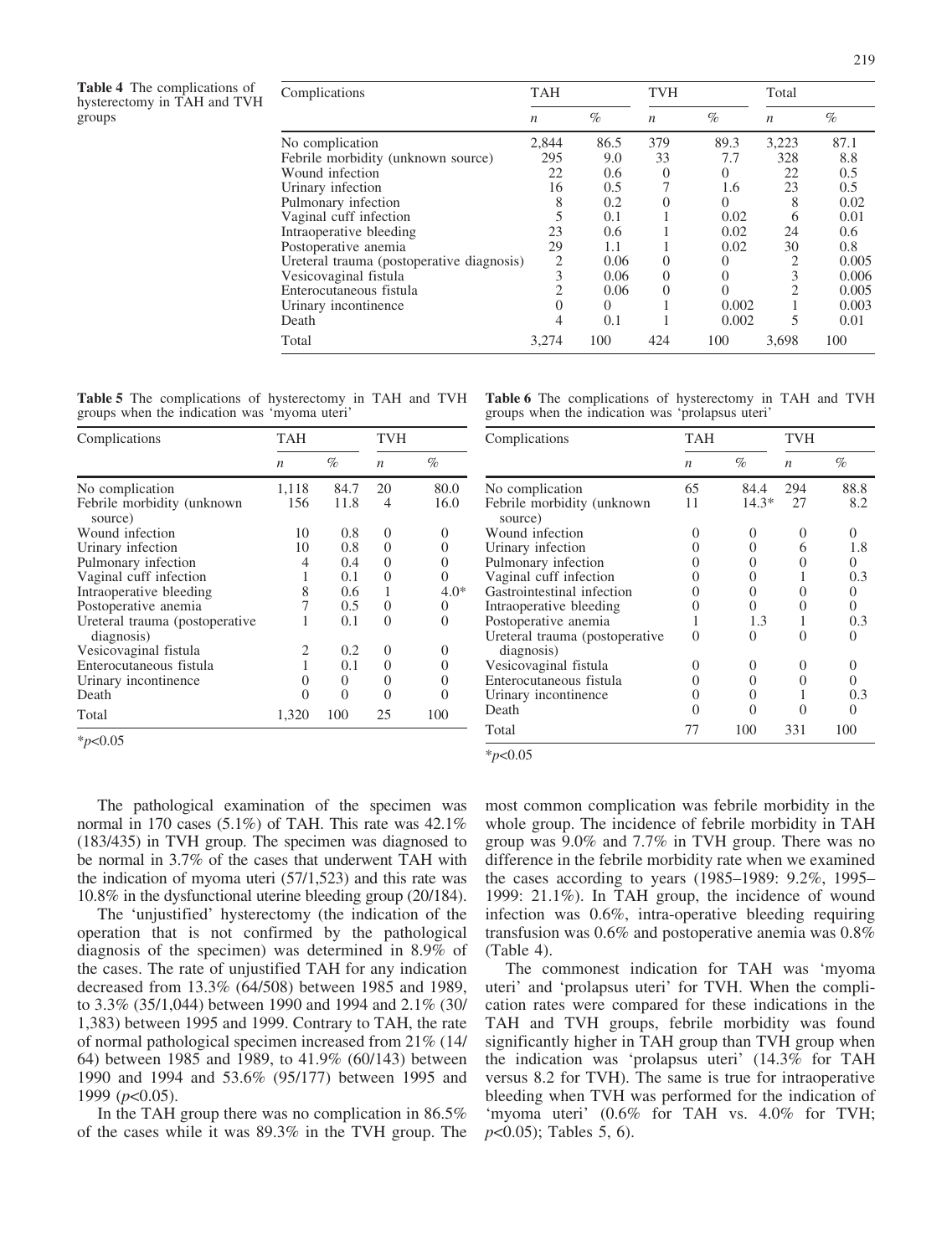**Table 4** The complications of hysterectomy in TAH and TVH groups

| Complications | TAH | | TVH | | Total | |
|---|---|---|---|---|---|---|
| | *n* | % | *n* | % | *n* | % |
| No complication | 2,844 | 86.5 | 379 | 89.3 | 3,223 | 87.1 |
| Febrile morbidity (unknown source) | 295 | 9.0 | 33 | 7.7 | 328 | 8.8 |
| Wound infection | 22 | 0.6 | 0 | 0 | 22 | 0.5 |
| Urinary infection | 16 | 0.5 | 7 | 1.6 | 23 | 0.5 |
| Pulmonary infection | 8 | 0.2 | 0 | 0 | 8 | 0.02 |
| Vaginal cuff infection | 5 | 0.1 | 1 | 0.02 | 6 | 0.01 |
| Intraoperative bleeding | 23 | 0.6 | 1 | 0.02 | 24 | 0.6 |
| Postoperative anemia | 29 | 1.1 | 1 | 0.02 | 30 | 0.8 |
| Ureteral trauma (postoperative diagnosis) | 2 | 0.06 | 0 | 0 | 2 | 0.005 |
| Vesicovaginal fistula | 3 | 0.06 | 0 | 0 | 3 | 0.006 |
| Enterocutaneous fistula | 2 | 0.06 | 0 | 0 | 2 | 0.005 |
| Urinary incontinence | 0 | 0 | 1 | 0.002 | 1 | 0.003 |
| Death | 4 | 0.1 | 1 | 0.002 | 5 | 0.01 |
| Total | 3,274 | 100 | 424 | 100 | 3,698 | 100 |

**Table 5** The complications of hysterectomy in TAH and TVH groups when the indication was 'myoma uteri'

| Complications | TAH | | TVH | |
|---|---|---|---|---|
| | *n* | % | *n* | % |
| No complication | 1,118 | 84.7 | 20 | 80.0 |
| Febrile morbidity (unknown source) | 156 | 11.8 | 4 | 16.0 |
| Wound infection | 10 | 0.8 | 0 | 0 |
| Urinary infection | 10 | 0.8 | 0 | 0 |
| Pulmonary infection | 4 | 0.4 | 0 | 0 |
| Vaginal cuff infection | 1 | 0.1 | 0 | 0 |
| Intraoperative bleeding | 8 | 0.6 | 1 | 4.0* |
| Postoperative anemia | 7 | 0.5 | 0 | 0 |
| Ureteral trauma (postoperative diagnosis) | 1 | 0.1 | 0 | 0 |
| Vesicovaginal fistula | 2 | 0.2 | 0 | 0 |
| Enterocutaneous fistula | 1 | 0.1 | 0 | 0 |
| Urinary incontinence | 0 | 0 | 0 | 0 |
| Death | 0 | 0 | 0 | 0 |
| Total | 1,320 | 100 | 25 | 100 |

*$p<0.05$

**Table 6** The complications of hysterectomy in TAH and TVH groups when the indication was 'prolapsus uteri'

| Complications | TAH | | TVH | |
|---|---|---|---|---|
| | *n* | % | *n* | % |
| No complication | 65 | 84.4 | 294 | 88.8 |
| Febrile morbidity (unknown source) | 11 | 14.3* | 27 | 8.2 |
| Wound infection | 0 | 0 | 0 | 0 |
| Urinary infection | 0 | 0 | 6 | 1.8 |
| Pulmonary infection | 0 | 0 | 0 | 0 |
| Vaginal cuff infection | 0 | 0 | 1 | 0.3 |
| Gastrointestinal infection | 0 | 0 | 0 | 0 |
| Intraoperative bleeding | 0 | 0 | 0 | 0 |
| Postoperative anemia | 1 | 1.3 | 1 | 0.3 |
| Ureteral trauma (postoperative diagnosis) | 0 | 0 | 0 | 0 |
| Vesicovaginal fistula | 0 | 0 | 0 | 0 |
| Enterocutaneous fistula | 0 | 0 | 0 | 0 |
| Urinary incontinence | 0 | 0 | 1 | 0.3 |
| Death | 0 | 0 | 0 | 0 |
| Total | 77 | 100 | 331 | 100 |

*$p<0.05$

The pathological examination of the specimen was normal in 170 cases (5.1%) of TAH. This rate was 42.1% (183/435) in TVH group. The specimen was diagnosed to be normal in 3.7% of the cases that underwent TAH with the indication of myoma uteri (57/1,523) and this rate was 10.8% in the dysfunctional uterine bleeding group (20/184).

The 'unjustified' hysterectomy (the indication of the operation that is not confirmed by the pathological diagnosis of the specimen) was determined in 8.9% of the cases. The rate of unjustified TAH for any indication decreased from 13.3% (64/508) between 1985 and 1989, to 3.3% (35/1,044) between 1990 and 1994 and 2.1% (30/1,383) between 1995 and 1999. Contrary to TAH, the rate of normal pathological specimen increased from 21% (14/64) between 1985 and 1989, to 41.9% (60/143) between 1990 and 1994 and 53.6% (95/177) between 1995 and 1999 ($p<0.05$).

In the TAH group there was no complication in 86.5% of the cases while it was 89.3% in the TVH group. The most common complication was febrile morbidity in the whole group. The incidence of febrile morbidity in TAH group was 9.0% and 7.7% in TVH group. There was no difference in the febrile morbidity rate when we examined the cases according to years (1985–1989: 9.2%, 1995–1999: 21.1%). In TAH group, the incidence of wound infection was 0.6%, intra-operative bleeding requiring transfusion was 0.6% and postoperative anemia was 0.8% (Table 4).

The commonest indication for TAH was 'myoma uteri' and 'prolapsus uteri' for TVH. When the complication rates were compared for these indications in the TAH and TVH groups, febrile morbidity was found significantly higher in TAH group than TVH group when the indication was 'prolapsus uteri' (14.3% for TAH versus 8.2 for TVH). The same is true for intraoperative bleeding when TVH was performed for the indication of 'myoma uteri' (0.6% for TAH vs. 4.0% for TVH; $p<0.05$); Tables 5, 6).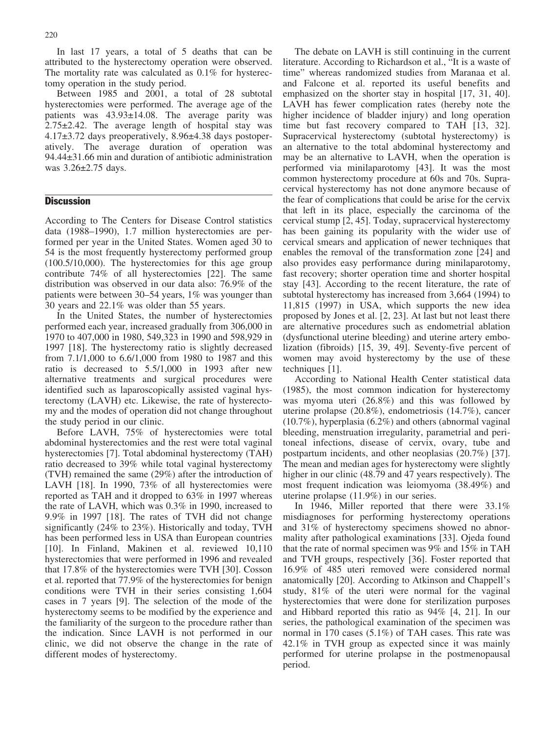In last 17 years, a total of 5 deaths that can be attributed to the hysterectomy operation were observed. The mortality rate was calculated as 0.1% for hysterectomy operation in the study period.

Between 1985 and 2001, a total of 28 subtotal hysterectomies were performed. The average age of the patients was 43.93±14.08. The average parity was 2.75±2.42. The average length of hospital stay was 4.17±3.72 days preoperatively, 8.96±4.38 days postoperatively. The average duration of operation was 94.44±31.66 min and duration of antibiotic administration was 3.26±2.75 days.

## Discussion

According to The Centers for Disease Control statistics data (1988–1990), 1.7 million hysterectomies are performed per year in the United States. Women aged 30 to 54 is the most frequently hysterectomy performed group (100.5/10,000). The hysterectomies for this age group contribute 74% of all hysterectomies [22]. The same distribution was observed in our data also: 76.9% of the patients were between 30–54 years, 1% was younger than 30 years and 22.1% was older than 55 years.

In the United States, the number of hysterectomies performed each year, increased gradually from 306,000 in 1970 to 407,000 in 1980, 549,323 in 1990 and 598,929 in 1997 [18]. The hysterectomy ratio is slightly decreased from 7.1/1,000 to 6.6/1,000 from 1980 to 1987 and this ratio is decreased to 5.5/1,000 in 1993 after new alternative treatments and surgical procedures were identified such as laparoscopically assisted vaginal hysterectomy (LAVH) etc. Likewise, the rate of hysterectomy and the modes of operation did not change throughout the study period in our clinic.

Before LAVH, 75% of hysterectomies were total abdominal hysterectomies and the rest were total vaginal hysterectomies [7]. Total abdominal hysterectomy (TAH) ratio decreased to 39% while total vaginal hysterectomy (TVH) remained the same (29%) after the introduction of LAVH [18]. In 1990, 73% of all hysterectomies were reported as TAH and it dropped to 63% in 1997 whereas the rate of LAVH, which was 0.3% in 1990, increased to 9.9% in 1997 [18]. The rates of TVH did not change significantly (24% to 23%). Historically and today, TVH has been performed less in USA than European countries [10]. In Finland, Makinen et al. reviewed 10,110 hysterectomies that were performed in 1996 and revealed that 17.8% of the hysterectomies were TVH [30]. Cosson et al. reported that 77.9% of the hysterectomies for benign conditions were TVH in their series consisting 1,604 cases in 7 years [9]. The selection of the mode of the hysterectomy seems to be modified by the experience and the familiarity of the surgeon to the procedure rather than the indication. Since LAVH is not performed in our clinic, we did not observe the change in the rate of different modes of hysterectomy.

The debate on LAVH is still continuing in the current literature. According to Richardson et al., "It is a waste of time" whereas randomized studies from Maranaa et al. and Falcone et al. reported its useful benefits and emphasized on the shorter stay in hospital [17, 31, 40]. LAVH has fewer complication rates (hereby note the higher incidence of bladder injury) and long operation time but fast recovery compared to TAH [13, 32]. Supracervical hysterectomy (subtotal hysterectomy) is an alternative to the total abdominal hysterectomy and may be an alternative to LAVH, when the operation is performed via minilaparotomy [43]. It was the most common hysterectomy procedure at 60s and 70s. Supracervical hysterectomy has not done anymore because of the fear of complications that could be arise for the cervix that left in its place, especially the carcinoma of the cervical stump [2, 45]. Today, supracervical hysterectomy has been gaining its popularity with the wider use of cervical smears and application of newer techniques that enables the removal of the transformation zone [24] and also provides easy performance during minilaparotomy, fast recovery; shorter operation time and shorter hospital stay [43]. According to the recent literature, the rate of subtotal hysterectomy has increased from 3,664 (1994) to 11,815 (1997) in USA, which supports the new idea proposed by Jones et al. [2, 23]. At last but not least there are alternative procedures such as endometrial ablation (dysfunctional uterine bleeding) and uterine artery embolization (fibroids) [15, 39, 49]. Seventy-five percent of women may avoid hysterectomy by the use of these techniques [1].

According to National Health Center statistical data (1985), the most common indication for hysterectomy was myoma uteri (26.8%) and this was followed by uterine prolapse (20.8%), endometriosis (14.7%), cancer (10.7%), hyperplasia (6.2%) and others (abnormal vaginal bleeding, menstruation irregularity, parametrial and peritoneal infections, disease of cervix, ovary, tube and postpartum incidents, and other neoplasias (20.7%) [37]. The mean and median ages for hysterectomy were slightly higher in our clinic (48.79 and 47 years respectively). The most frequent indication was leiomyoma (38.49%) and uterine prolapse (11.9%) in our series.

In 1946, Miller reported that there were 33.1% misdiagnoses for performing hysterectomy operations and 31% of hysterectomy specimens showed no abnormality after pathological examinations [33]. Ojeda found that the rate of normal specimen was 9% and 15% in TAH and TVH groups, respectively [36]. Foster reported that 16.9% of 485 uteri removed were considered normal anatomically [20]. According to Atkinson and Chappell's study, 81% of the uteri were normal for the vaginal hysterectomies that were done for sterilization purposes and Hibbard reported this ratio as 94% [4, 21]. In our series, the pathological examination of the specimen was normal in 170 cases (5.1%) of TAH cases. This rate was 42.1% in TVH group as expected since it was mainly performed for uterine prolapse in the postmenopausal period.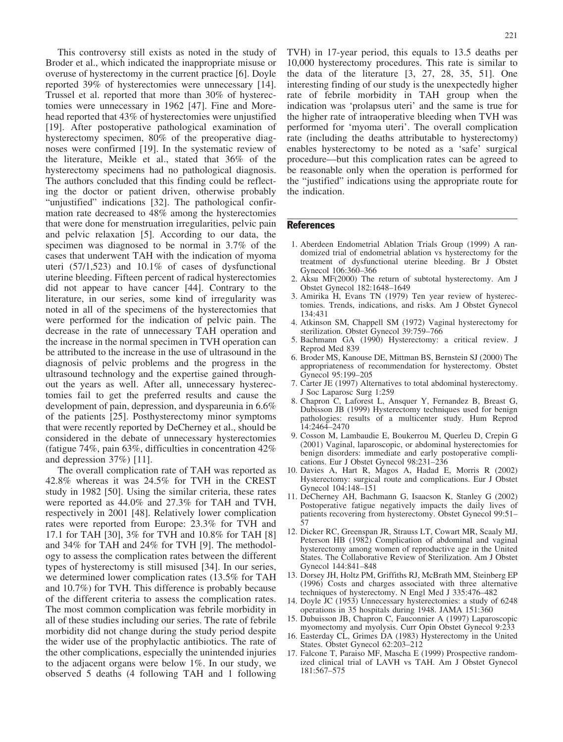This controversy still exists as noted in the study of Broder et al., which indicated the inappropriate misuse or overuse of hysterectomy in the current practice [6]. Doyle reported 39% of hysterectomies were unnecessary [14]. Trussel et al. reported that more than 30% of hysterectomies were unnecessary in 1962 [47]. Fine and Morehead reported that 43% of hysterectomies were unjustified [19]. After postoperative pathological examination of hysterectomy specimen, 80% of the preoperative diagnoses were confirmed [19]. In the systematic review of the literature, Meikle et al., stated that 36% of the hysterectomy specimens had no pathological diagnosis. The authors concluded that this finding could be reflecting the doctor or patient driven, otherwise probably "unjustified" indications [32]. The pathological confirmation rate decreased to 48% among the hysterectomies that were done for menstruation irregularities, pelvic pain and pelvic relaxation [5]. According to our data, the specimen was diagnosed to be normal in 3.7% of the cases that underwent TAH with the indication of myoma uteri (57/1,523) and 10.1% of cases of dysfunctional uterine bleeding. Fifteen percent of radical hysterectomies did not appear to have cancer [44]. Contrary to the literature, in our series, some kind of irregularity was noted in all of the specimens of the hysterectomies that were performed for the indication of pelvic pain. The decrease in the rate of unnecessary TAH operation and the increase in the normal specimen in TVH operation can be attributed to the increase in the use of ultrasound in the diagnosis of pelvic problems and the progress in the ultrasound technology and the expertise gained throughout the years as well. After all, unnecessary hysterectomies fail to get the preferred results and cause the development of pain, depression, and dyspareunia in 6.6% of the patients [25]. Posthysterectomy minor symptoms that were recently reported by DeCherney et al., should be considered in the debate of unnecessary hysterectomies (fatigue 74%, pain 63%, difficulties in concentration 42% and depression 37%) [11].

The overall complication rate of TAH was reported as 42.8% whereas it was 24.5% for TVH in the CREST study in 1982 [50]. Using the similar criteria, these rates were reported as 44.0% and 27.3% for TAH and TVH, respectively in 2001 [48]. Relatively lower complication rates were reported from Europe: 23.3% for TVH and 17.1 for TAH [30], 3% for TVH and 10.8% for TAH [8] and 34% for TAH and 24% for TVH [9]. The methodology to assess the complication rates between the different types of hysterectomy is still misused [34]. In our series, we determined lower complication rates (13.5% for TAH and 10.7%) for TVH. This difference is probably because of the different criteria to assess the complication rates. The most common complication was febrile morbidity in all of these studies including our series. The rate of febrile morbidity did not change during the study period despite the wider use of the prophylactic antibiotics. The rate of the other complications, especially the unintended injuries to the adjacent organs were below 1%. In our study, we observed 5 deaths (4 following TAH and 1 following TVH) in 17-year period, this equals to 13.5 deaths per 10,000 hysterectomy procedures. This rate is similar to the data of the literature [3, 27, 28, 35, 51]. One interesting finding of our study is the unexpectedly higher rate of febrile morbidity in TAH group when the indication was 'prolapsus uteri' and the same is true for the higher rate of intraoperative bleeding when TVH was performed for 'myoma uteri'. The overall complication rate (including the deaths attributable to hysterectomy) enables hysterectomy to be noted as a 'safe' surgical procedure—but this complication rates can be agreed to be reasonable only when the operation is performed for the "justified" indications using the appropriate route for the indication.

## References

1. Aberdeen Endometrial Ablation Trials Group (1999) A randomized trial of endometrial ablation vs hysterectomy for the treatment of dysfunctional uterine bleeding. Br J Obstet Gynecol 106:360–366
2. Aksu MF(2000) The return of subtotal hysterectomy. Am J Obstet Gynecol 182:1648–1649
3. Amirika H, Evans TN (1979) Ten year review of hysterectomies. Trends, indications, and risks. Am J Obstet Gynecol 134:431
4. Atkinson SM, Chappell SM (1972) Vaginal hysterectomy for sterilization. Obstet Gynecol 39:759–766
5. Bachmann GA (1990) Hysterectomy: a critical review. J Reprod Med 839
6. Broder MS, Kanouse DE, Mittman BS, Bernstein SJ (2000) The appropriateness of recommendation for hysterectomy. Obstet Gynecol 95:199–205
7. Carter JE (1997) Alternatives to total abdominal hysterectomy. J Soc Laparosc Surg 1:259
8. Chapron C, Laforest L, Ansquer Y, Fernandez B, Breast G, Dubisson JB (1999) Hysterectomy techniques used for benign pathologies: results of a multicenter study. Hum Reprod 14:2464–2470
9. Cosson M, Lambaudie E, Boukerrou M, Querleu D, Crepin G (2001) Vaginal, laparoscopic, or abdominal hysterectomies for benign disorders: immediate and early postoperative complications. Eur J Obstet Gynecol 98:231–236
10. Davies A, Hart R, Magos A, Hadad E, Morris R (2002) Hysterectomy: surgical route and complications. Eur J Obstet Gynecol 104:148–151
11. DeCherney AH, Bachmann G, Isaacson K, Stanley G (2002) Postoperative fatigue negatively impacts the daily lives of patients recovering from hysterectomy. Obstet Gynecol 99:51–57
12. Dicker RC, Greenspan JR, Strauss LT, Cowart MR, Scaaly MJ, Peterson HB (1982) Complication of abdominal and vaginal hysterectomy among women of reproductive age in the United States. The Collaborative Review of Sterilization. Am J Obstet Gynecol 144:841–848
13. Dorsey JH, Holtz PM, Griffiths RJ, McBrath MM, Steinberg EP (1996) Costs and charges associated with three alternative techniques of hysterectomy. N Engl Med J 335:476–482
14. Doyle JC (1953) Unnecessary hysterectomies: a study of 6248 operations in 35 hospitals during 1948. JAMA 151:360
15. Dubuisson JB, Chapron C, Fauconnier A (1997) Laparoscopic myomectomy and myolysis. Curr Opin Obstet Gynecol 9:233
16. Easterday CL, Grimes DA (1983) Hysterectomy in the United States. Obstet Gynecol 62:203–212
17. Falcone T, Paraiso MF, Mascha E (1999) Prospective randomized clinical trial of LAVH vs TAH. Am J Obstet Gynecol 181:567–575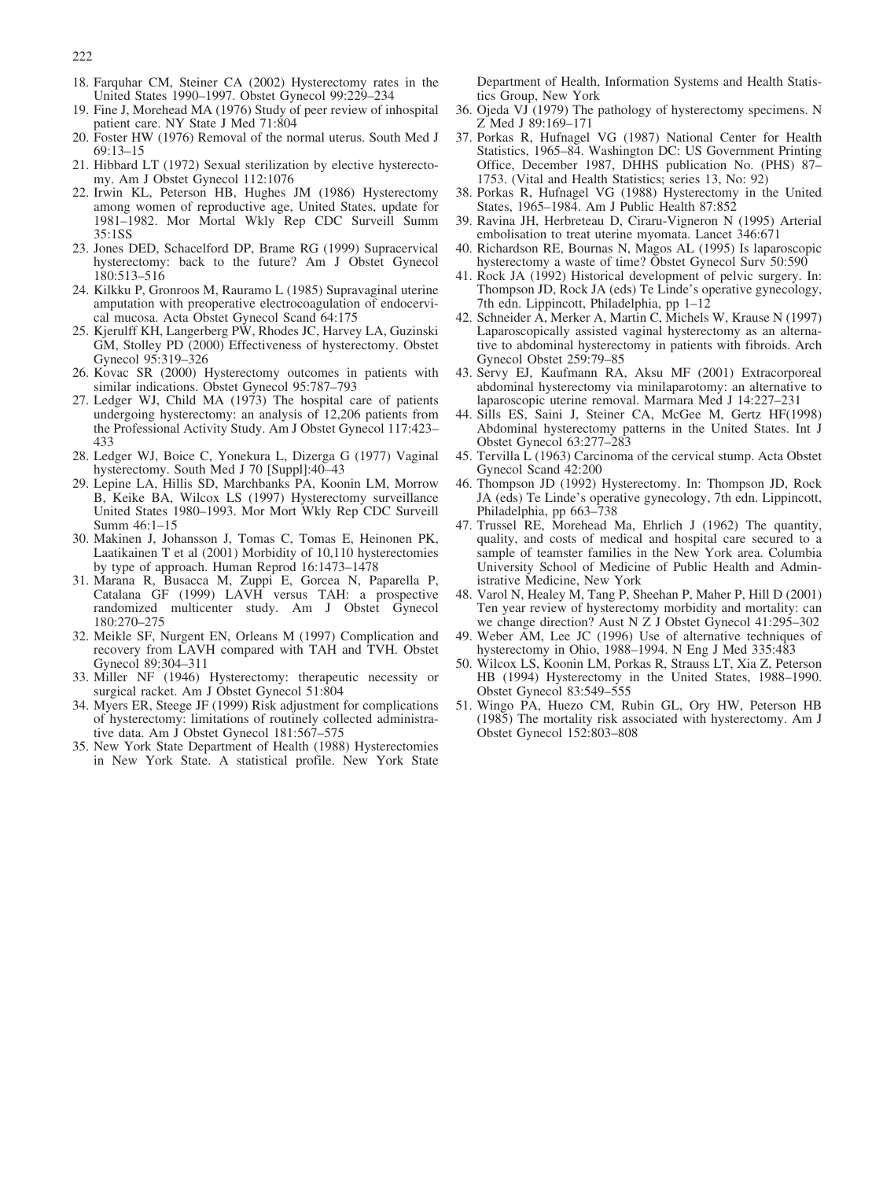18. Farquhar CM, Steiner CA (2002) Hysterectomy rates in the United States 1990–1997. Obstet Gynecol 99:229–234
19. Fine J, Morehead MA (1976) Study of peer review of inhospital patient care. NY State J Med 71:804
20. Foster HW (1976) Removal of the normal uterus. South Med J 69:13–15
21. Hibbard LT (1972) Sexual sterilization by elective hysterectomy. Am J Obstet Gynecol 112:1076
22. Irwin KL, Peterson HB, Hughes JM (1986) Hysterectomy among women of reproductive age, United States, update for 1981–1982. Mor Mortal Wkly Rep CDC Surveill Summ 35:1SS
23. Jones DED, Schacelford DP, Brame RG (1999) Supracervical hysterectomy: back to the future? Am J Obstet Gynecol 180:513–516
24. Kilkku P, Gronroos M, Rauramo L (1985) Supravaginal uterine amputation with preoperative electrocoagulation of endocervical mucosa. Acta Obstet Gynecol Scand 64:175
25. Kjerulff KH, Langerberg PW, Rhodes JC, Harvey LA, Guzinski GM, Stolley PD (2000) Effectiveness of hysterectomy. Obstet Gynecol 95:319–326
26. Kovac SR (2000) Hysterectomy outcomes in patients with similar indications. Obstet Gynecol 95:787–793
27. Ledger WJ, Child MA (1973) The hospital care of patients undergoing hysterectomy: an analysis of 12,206 patients from the Professional Activity Study. Am J Obstet Gynecol 117:423–433
28. Ledger WJ, Boice C, Yonekura L, Dizerga G (1977) Vaginal hysterectomy. South Med J 70 [Suppl]:40–43
29. Lepine LA, Hillis SD, Marchbanks PA, Koonin LM, Morrow B, Keike BA, Wilcox LS (1997) Hysterectomy surveillance United States 1980–1993. Mor Mort Wkly Rep CDC Surveill Summ 46:1–15
30. Makinen J, Johansson J, Tomas C, Tomas E, Heinonen PK, Laatikainen T et al (2001) Morbidity of 10,110 hysterectomies by type of approach. Human Reprod 16:1473–1478
31. Marana R, Busacca M, Zuppi E, Gorcea N, Paparella P, Catalana GF (1999) LAVH versus TAH: a prospective randomized multicenter study. Am J Obstet Gynecol 180:270–275
32. Meikle SF, Nurgent EN, Orleans M (1997) Complication and recovery from LAVH compared with TAH and TVH. Obstet Gynecol 89:304–311
33. Miller NF (1946) Hysterectomy: therapeutic necessity or surgical racket. Am J Obstet Gynecol 51:804
34. Myers ER, Steege JF (1999) Risk adjustment for complications of hysterectomy: limitations of routinely collected administrative data. Am J Obstet Gynecol 181:567–575
35. New York State Department of Health (1988) Hysterectomies in New York State. A statistical profile. New York State Department of Health, Information Systems and Health Statistics Group, New York
36. Ojeda VJ (1979) The pathology of hysterectomy specimens. N Z Med J 89:169–171
37. Porkas R, Hufnagel VG (1987) National Center for Health Statistics, 1965–84. Washington DC: US Government Printing Office, December 1987, DHHS publication No. (PHS) 87–1753. (Vital and Health Statistics; series 13, No: 92)
38. Porkas R, Hufnagel VG (1988) Hysterectomy in the United States, 1965–1984. Am J Public Health 87:852
39. Ravina JH, Herbreteau D, Ciraru-Vigneron N (1995) Arterial embolisation to treat uterine myomata. Lancet 346:671
40. Richardson RE, Bournas N, Magos AL (1995) Is laparoscopic hysterectomy a waste of time? Obstet Gynecol Surv 50:590
41. Rock JA (1992) Historical development of pelvic surgery. In: Thompson JD, Rock JA (eds) Te Linde's operative gynecology, 7th edn. Lippincott, Philadelphia, pp 1–12
42. Schneider A, Merker A, Martin C, Michels W, Krause N (1997) Laparoscopically assisted vaginal hysterectomy as an alternative to abdominal hysterectomy in patients with fibroids. Arch Gynecol Obstet 259:79–85
43. Servy EJ, Kaufmann RA, Aksu MF (2001) Extracorporeal abdominal hysterectomy via minilaparotomy: an alternative to laparoscopic uterine removal. Marmara Med J 14:227–231
44. Sills ES, Saini J, Steiner CA, McGee M, Gertz HF(1998) Abdominal hysterectomy patterns in the United States. Int J Obstet Gynecol 63:277–283
45. Tervilla L (1963) Carcinoma of the cervical stump. Acta Obstet Gynecol Scand 42:200
46. Thompson JD (1992) Hysterectomy. In: Thompson JD, Rock JA (eds) Te Linde's operative gynecology, 7th edn. Lippincott, Philadelphia, pp 663–738
47. Trussel RE, Morehead Ma, Ehrlich J (1962) The quantity, quality, and costs of medical and hospital care secured to a sample of teamster families in the New York area. Columbia University School of Medicine of Public Health and Administrative Medicine, New York
48. Varol N, Healey M, Tang P, Sheehan P, Maher P, Hill D (2001) Ten year review of hysterectomy morbidity and mortality: can we change direction? Aust N Z J Obstet Gynecol 41:295–302
49. Weber AM, Lee JC (1996) Use of alternative techniques of hysterectomy in Ohio, 1988–1994. N Eng J Med 335:483
50. Wilcox LS, Koonin LM, Porkas R, Strauss LT, Xia Z, Peterson HB (1994) Hysterectomy in the United States, 1988–1990. Obstet Gynecol 83:549–555
51. Wingo PA, Huezo CM, Rubin GL, Ory HW, Peterson HB (1985) The mortality risk associated with hysterectomy. Am J Obstet Gynecol 152:803–808